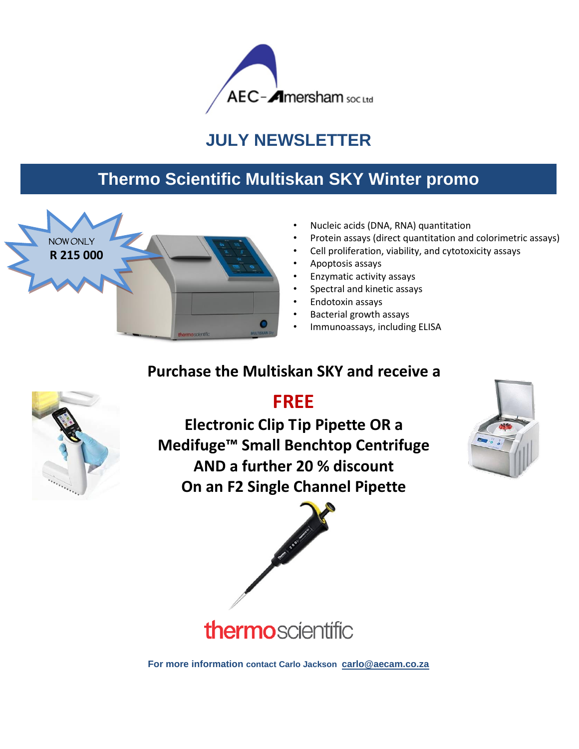AEC-Amersham SOC Ltd

# JULY NEWSLETTER

## Thermo Scientific Multiskan SKY Winter promo

NOW ONLY
**R 215 000**

- Nucleic acids (DNA, RNA) quantitation
- Protein assays (direct quantitation and colorimetric assays)
- Cell proliferation, viability, and cytotoxicity assays
- Apoptosis assays
- Enzymatic activity assays
- Spectral and kinetic assays
- Endotoxin assays
- Bacterial growth assays
- Immunoassays, including ELISA

**Purchase the Multiskan SKY and receive a**

**FREE**

**Electronic Clip Tip Pipette OR a**
**Medifuge™ Small Benchtop Centrifuge**
**AND a further 20 % discount**
**On an F2 Single Channel Pipette**

thermoscientific

**For more information contact Carlo Jackson** carlo@aecam.co.za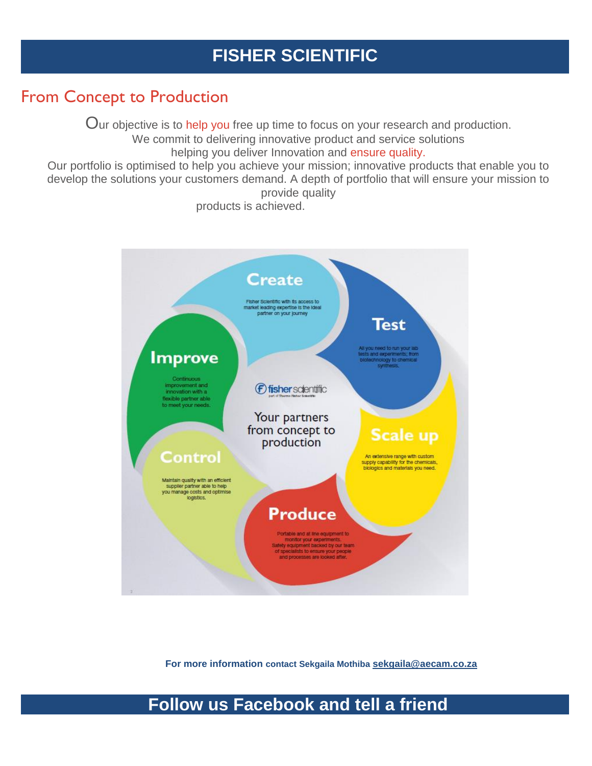# FISHER SCIENTIFIC

## From Concept to Production

Our objective is to help you free up time to focus on your research and production.
We commit to delivering innovative product and service solutions
helping you deliver Innovation and ensure quality.
Our portfolio is optimised to help you achieve your mission; innovative products that enable you to develop the solutions your customers demand. A depth of portfolio that will ensure your mission to provide quality
products is achieved.

**Create**

Fisher Scientific with its access to market leading expertise is the ideal partner on your journey

**Test**

All you need to run your lab tests and experiments; from biotechnology to chemical synthesis.

**Scale up**

An extensive range with custom supply capability for the chemicals, biologics and materials you need.

**Produce**

Portable and at line equipment to monitor your experiments.
Safety equipment backed by our team of specialists to ensure your people and processes are looked after.

**Control**

Maintain quality with an efficient supplier partner able to help you manage costs and optimise logistics.

**Improve**

Continuous improvement and innovation with a flexible partner able to meet your needs.

fisher scientific
part of Thermo Fisher Scientific

Your partners from concept to production

**For more information contact Sekgaila Mothiba sekgaila@aecam.co.za**

## Follow us Facebook and tell a friend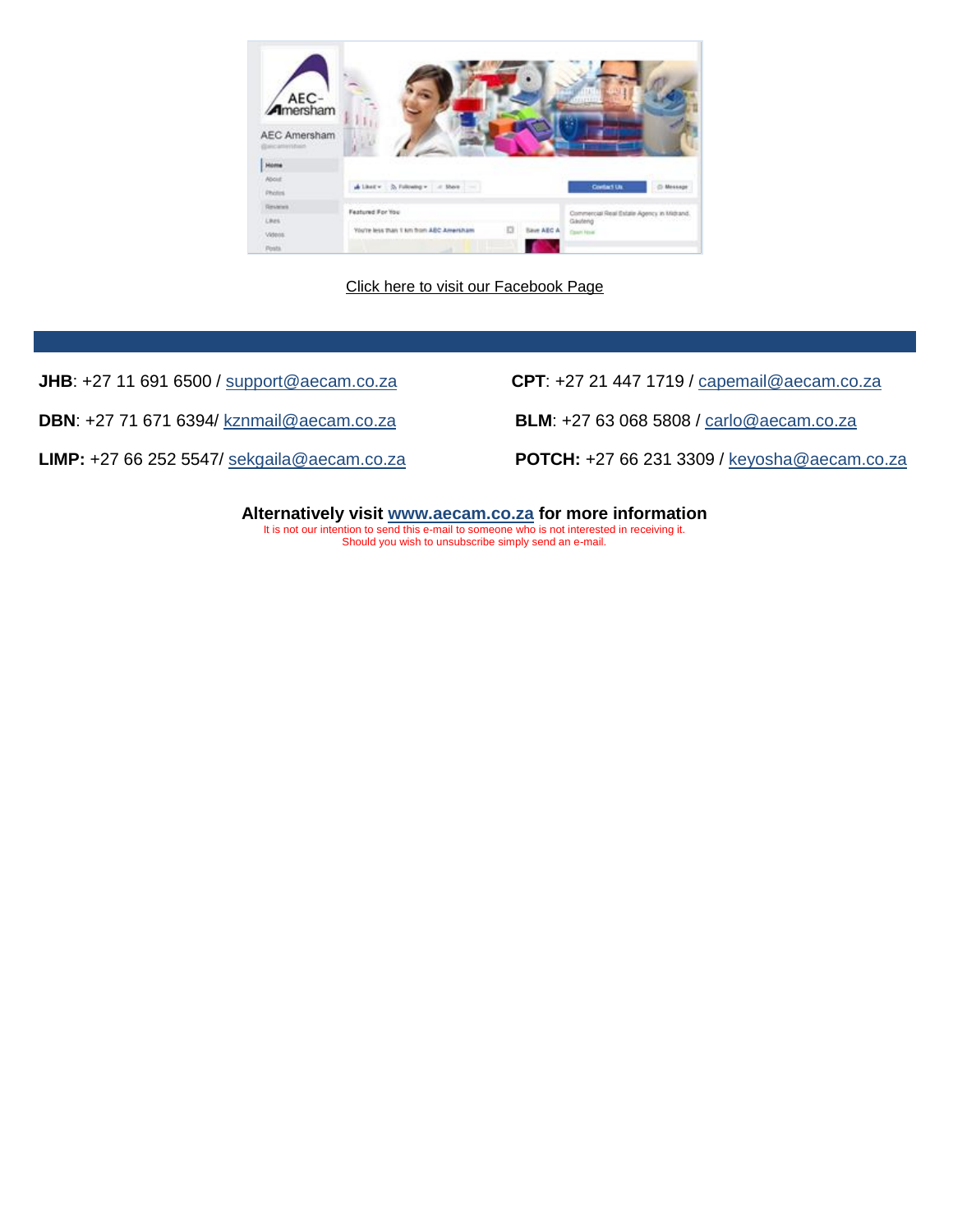Click here to visit our Facebook Page

**JHB**: +27 11 691 6500 / support@aecam.co.za

**DBN**: +27 71 671 6394/ kznmail@aecam.co.za

**LIMP:** +27 66 252 5547/ sekgaila@aecam.co.za

**CPT**: +27 21 447 1719 / capemail@aecam.co.za

**BLM**: +27 63 068 5808 / carlo@aecam.co.za

**POTCH:** +27 66 231 3309 / keyosha@aecam.co.za

**Alternatively visit www.aecam.co.za for more information**

It is not our intention to send this e-mail to someone who is not interested in receiving it.
Should you wish to unsubscribe simply send an e-mail.